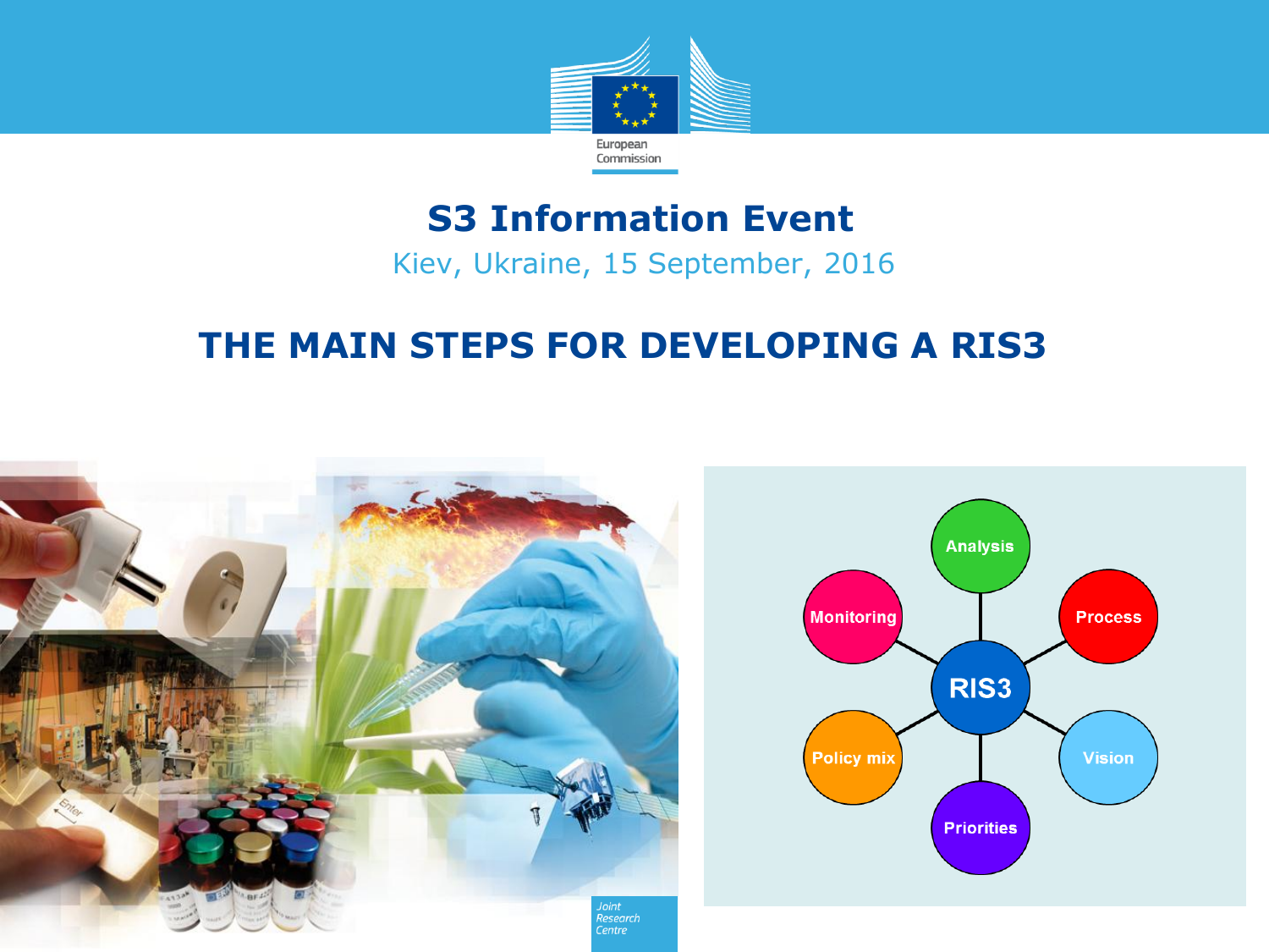European Commission

# S3 Information Event

Kiev, Ukraine, 15 September, 2016

## THE MAIN STEPS FOR DEVELOPING A RIS3

RIS3: Analysis, Process, Vision, Priorities, Policy mix, Monitoring

Joint Research Centre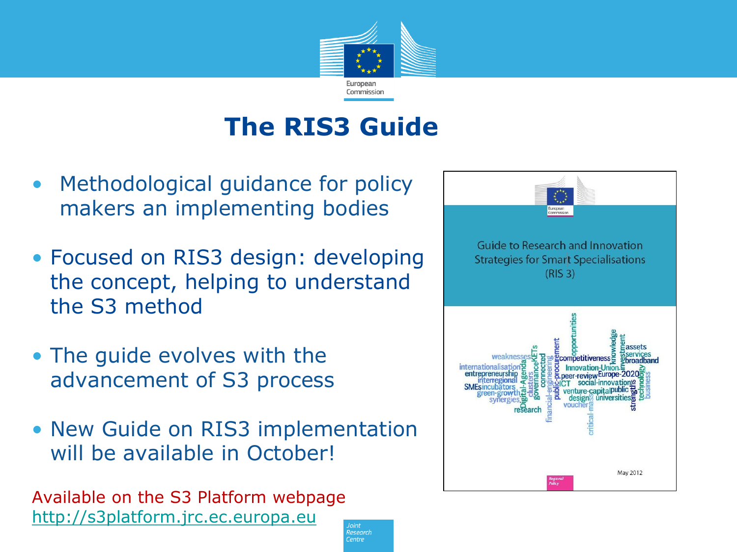# The RIS3 Guide

- Methodological guidance for policy makers an implementing bodies
- Focused on RIS3 design: developing the concept, helping to understand the S3 method
- The guide evolves with the advancement of S3 process
- New Guide on RIS3 implementation will be available in October!

Available on the S3 Platform webpage
http://s3platform.jrc.ec.europa.eu

Guide to Research and Innovation Strategies for Smart Specialisations (RIS 3)

May 2012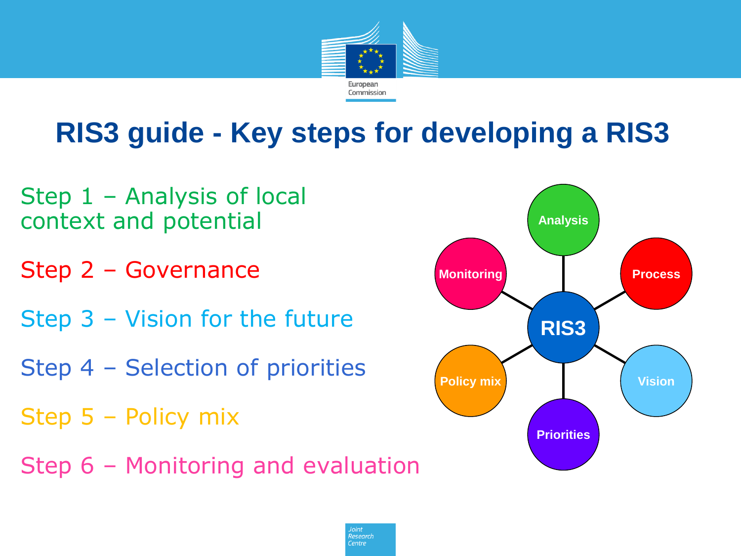# RIS3 guide - Key steps for developing a RIS3

Step 1 – Analysis of local context and potential

Step 2 – Governance

Step 3 – Vision for the future

Step 4 – Selection of priorities

Step 5 – Policy mix

Step 6 – Monitoring and evaluation

RIS3

Analysis

Process

Vision

Priorities

Policy mix

Monitoring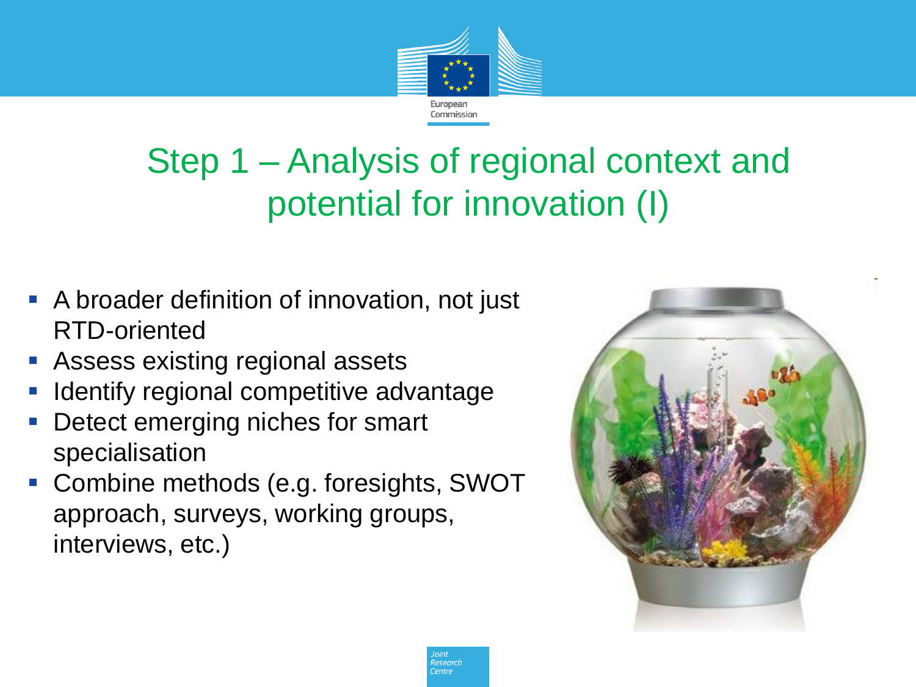# Step 1 – Analysis of regional context and potential for innovation (I)

- A broader definition of innovation, not just RTD-oriented
- Assess existing regional assets
- Identify regional competitive advantage
- Detect emerging niches for smart specialisation
- Combine methods (e.g. foresights, SWOT approach, surveys, working groups, interviews, etc.)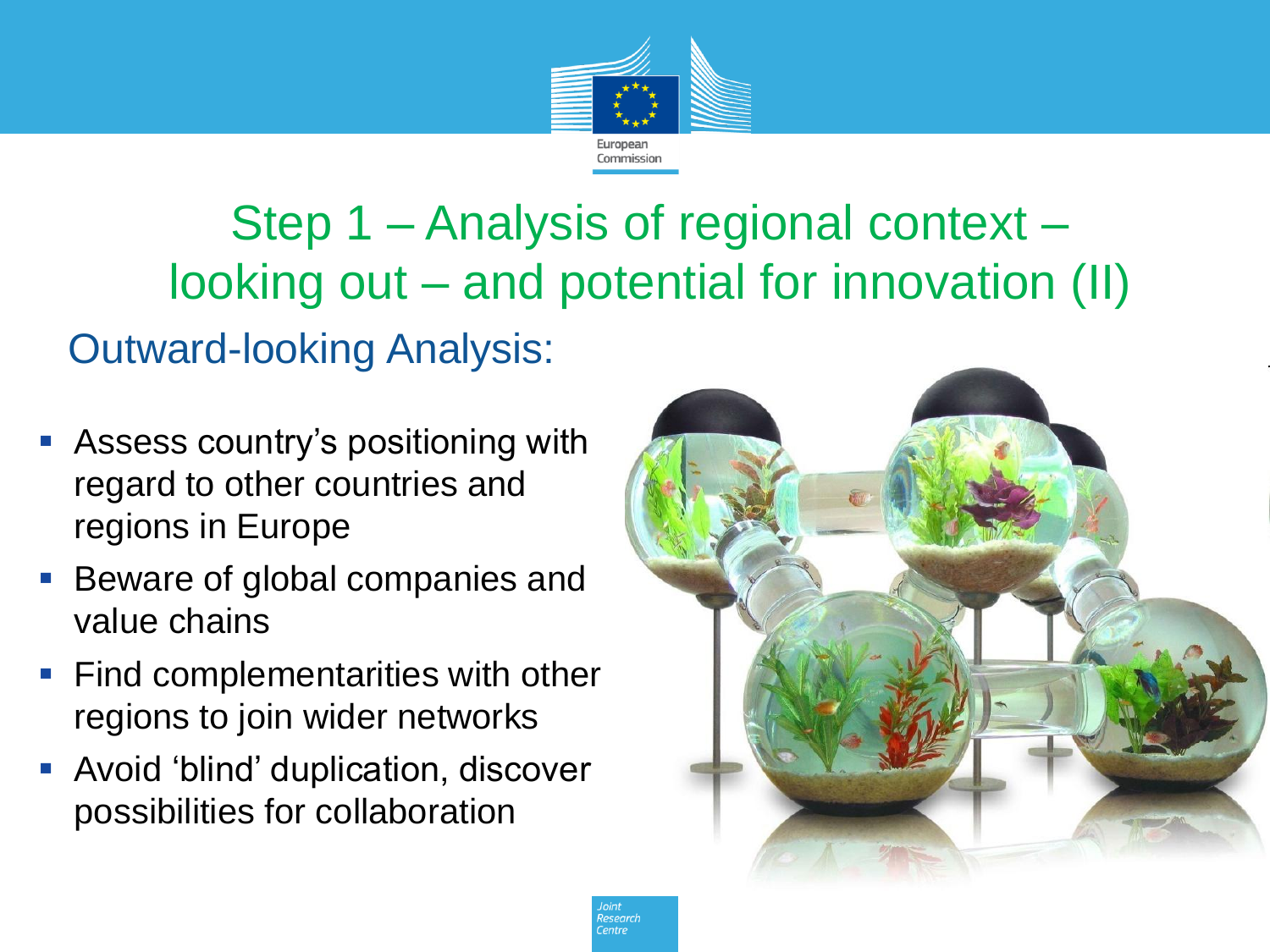# Step 1 – Analysis of regional context – looking out – and potential for innovation (II)

## Outward-looking Analysis:

- Assess country's positioning with regard to other countries and regions in Europe
- Beware of global companies and value chains
- Find complementarities with other regions to join wider networks
- Avoid 'blind' duplication, discover possibilities for collaboration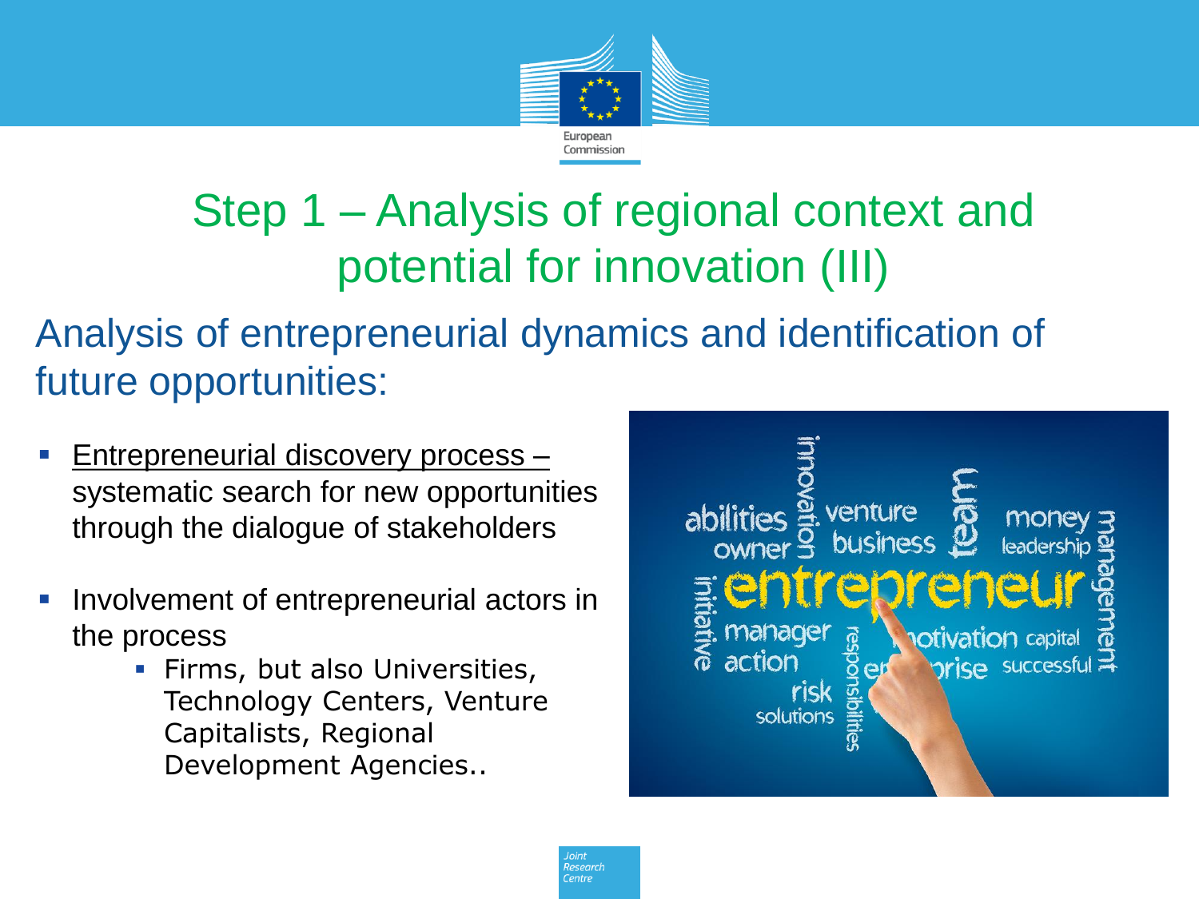# Step 1 – Analysis of regional context and potential for innovation (III)

## Analysis of entrepreneurial dynamics and identification of future opportunities:

- Entrepreneurial discovery process – systematic search for new opportunities through the dialogue of stakeholders
- Involvement of entrepreneurial actors in the process
  - Firms, but also Universities, Technology Centers, Venture Capitalists, Regional Development Agencies..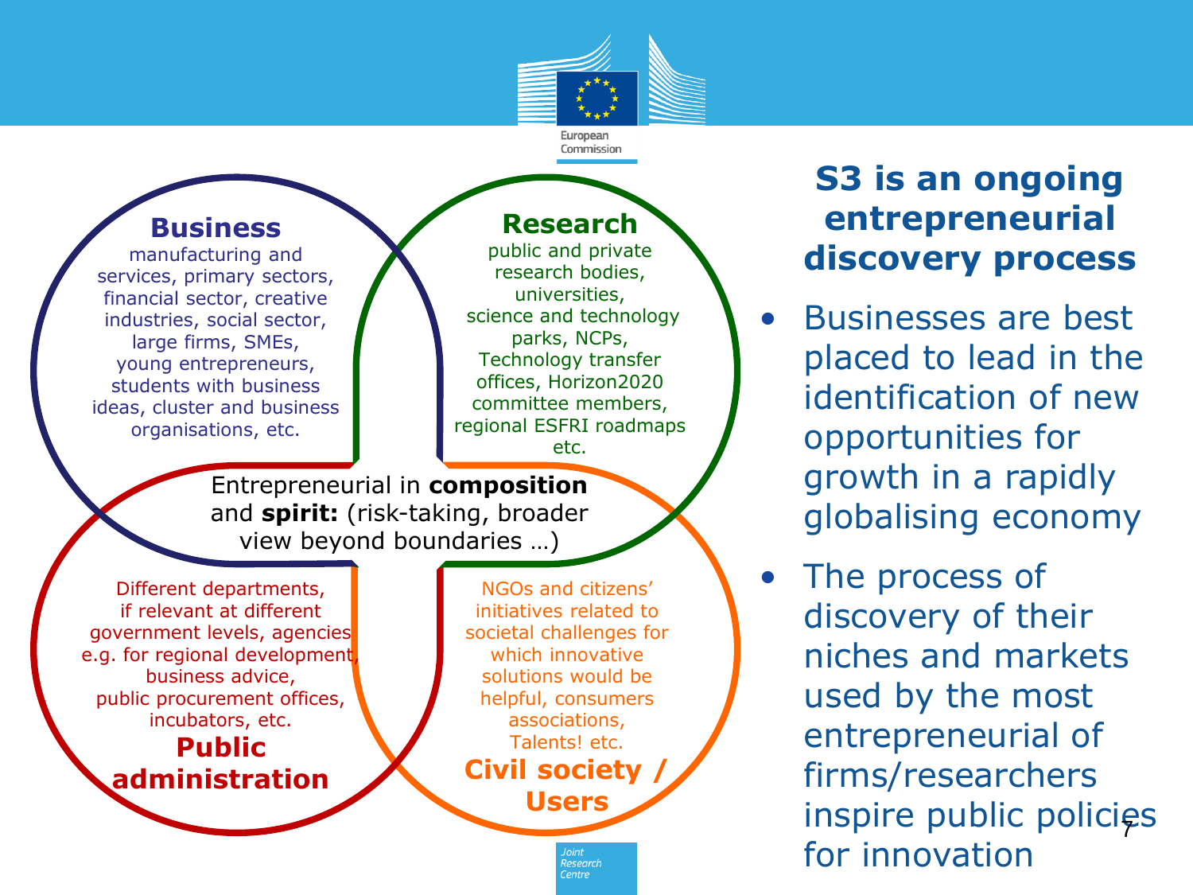## Business

manufacturing and services, primary sectors, financial sector, creative industries, social sector, large firms, SMEs, young entrepreneurs, students with business ideas, cluster and business organisations, etc.

## Research

public and private research bodies, universities, science and technology parks, NCPs, Technology transfer offices, Horizon2020 committee members, regional ESFRI roadmaps etc.

Entrepreneurial in **composition** and **spirit:** (risk-taking, broader view beyond boundaries …)

Different departments, if relevant at different government levels, agencies e.g. for regional development, business advice, public procurement offices, incubators, etc.

## Public administration

NGOs and citizens' initiatives related to societal challenges for which innovative solutions would be helpful, consumers associations, Talents! etc.

## Civil society / Users

# S3 is an ongoing entrepreneurial discovery process

- Businesses are best placed to lead in the identification of new opportunities for growth in a rapidly globalising economy
- The process of discovery of their niches and markets used by the most entrepreneurial of firms/researchers inspire public policies for innovation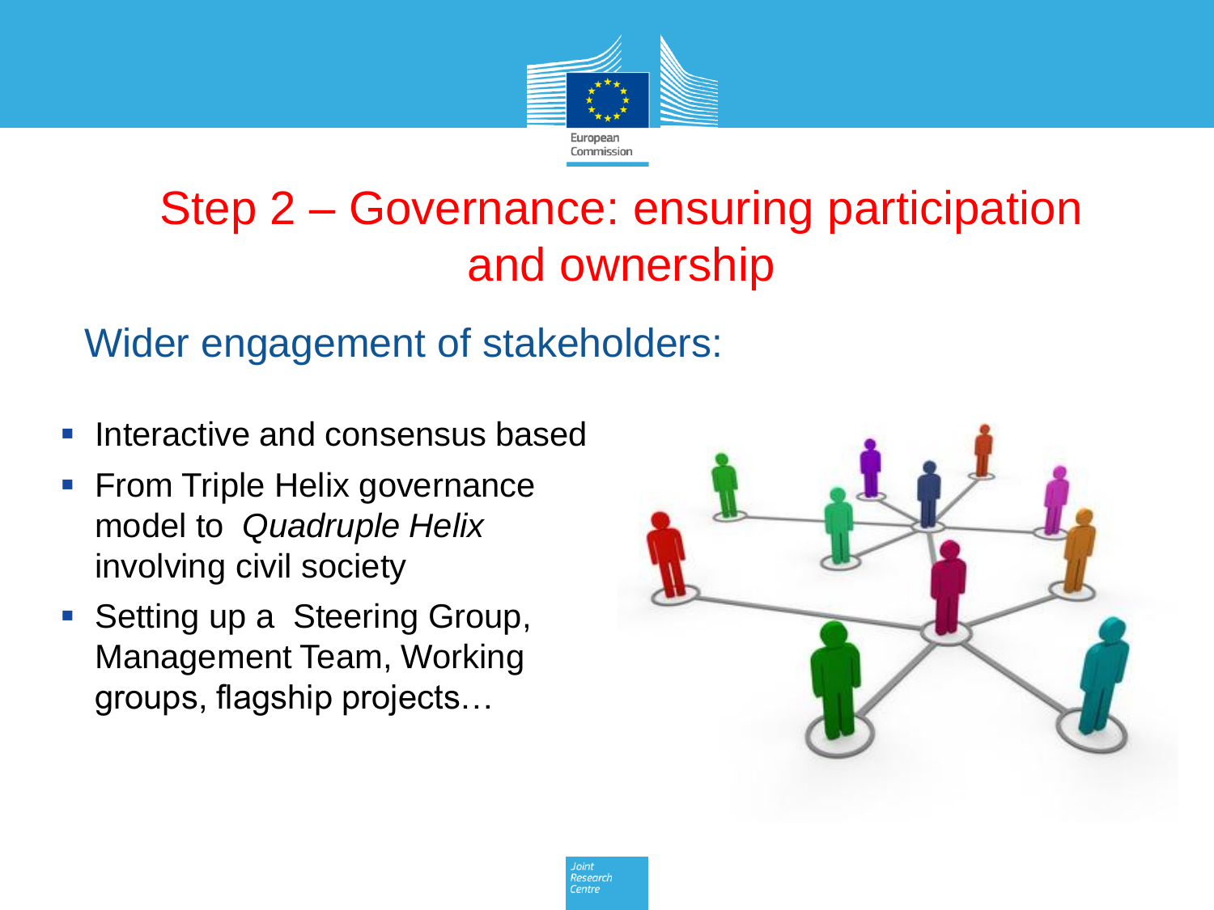# Step 2 – Governance: ensuring participation and ownership

## Wider engagement of stakeholders:

- Interactive and consensus based
- From Triple Helix governance model to *Quadruple Helix* involving civil society
- Setting up a Steering Group, Management Team, Working groups, flagship projects…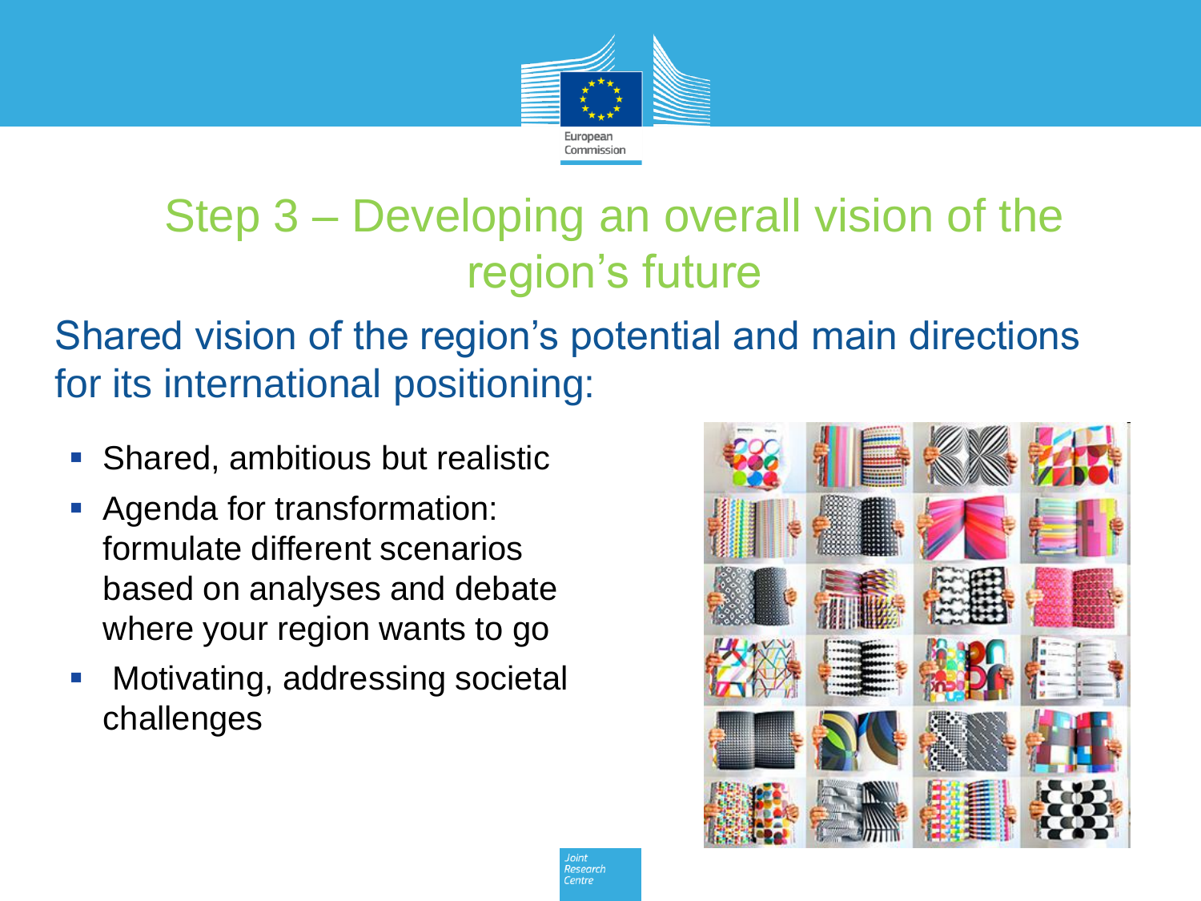# Step 3 – Developing an overall vision of the region's future

Shared vision of the region's potential and main directions for its international positioning:

- Shared, ambitious but realistic
- Agenda for transformation: formulate different scenarios based on analyses and debate where your region wants to go
- Motivating, addressing societal challenges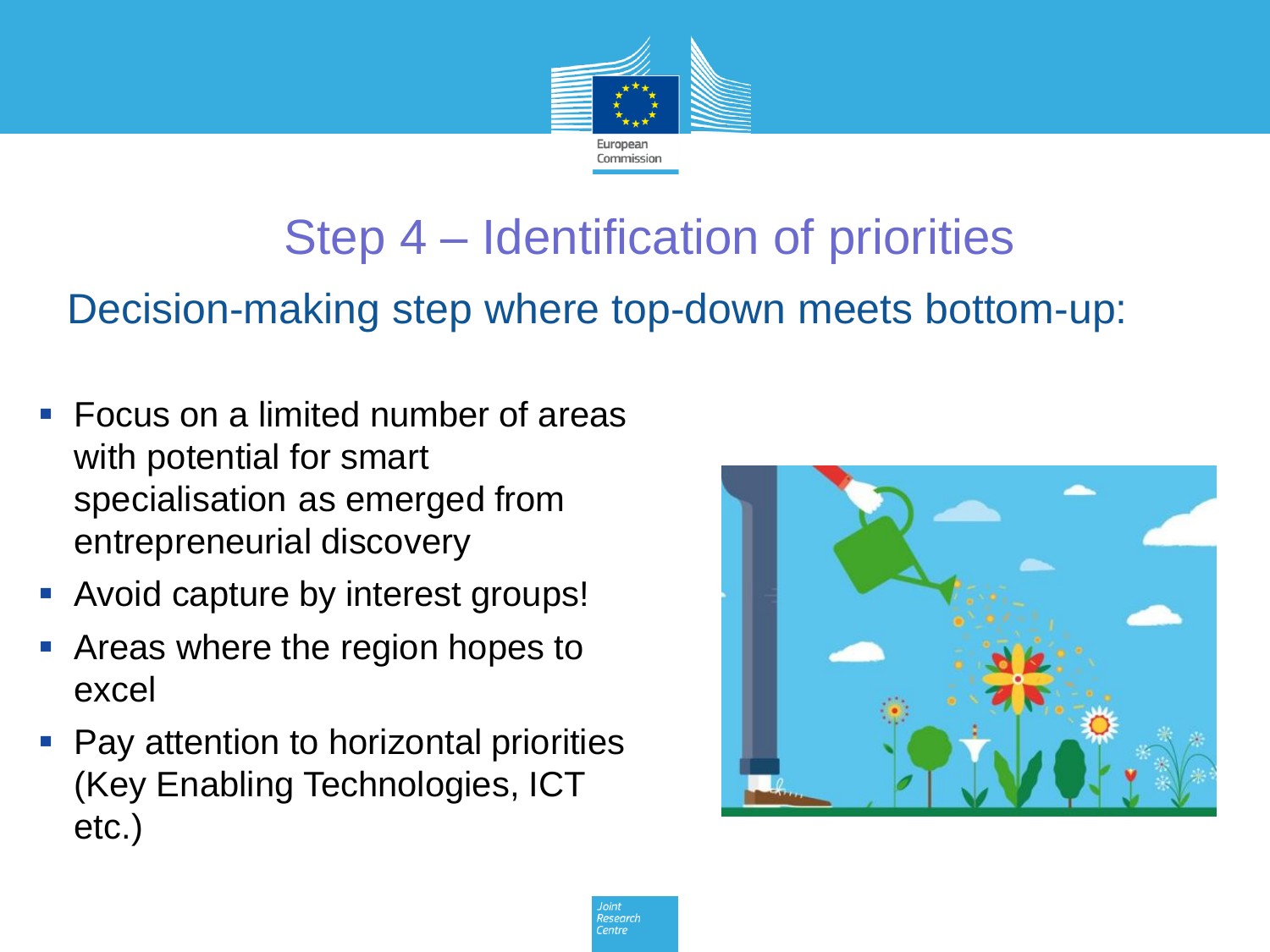# Step 4 – Identification of priorities

## Decision-making step where top-down meets bottom-up:

- Focus on a limited number of areas with potential for smart specialisation as emerged from entrepreneurial discovery
- Avoid capture by interest groups!
- Areas where the region hopes to excel
- Pay attention to horizontal priorities (Key Enabling Technologies, ICT etc.)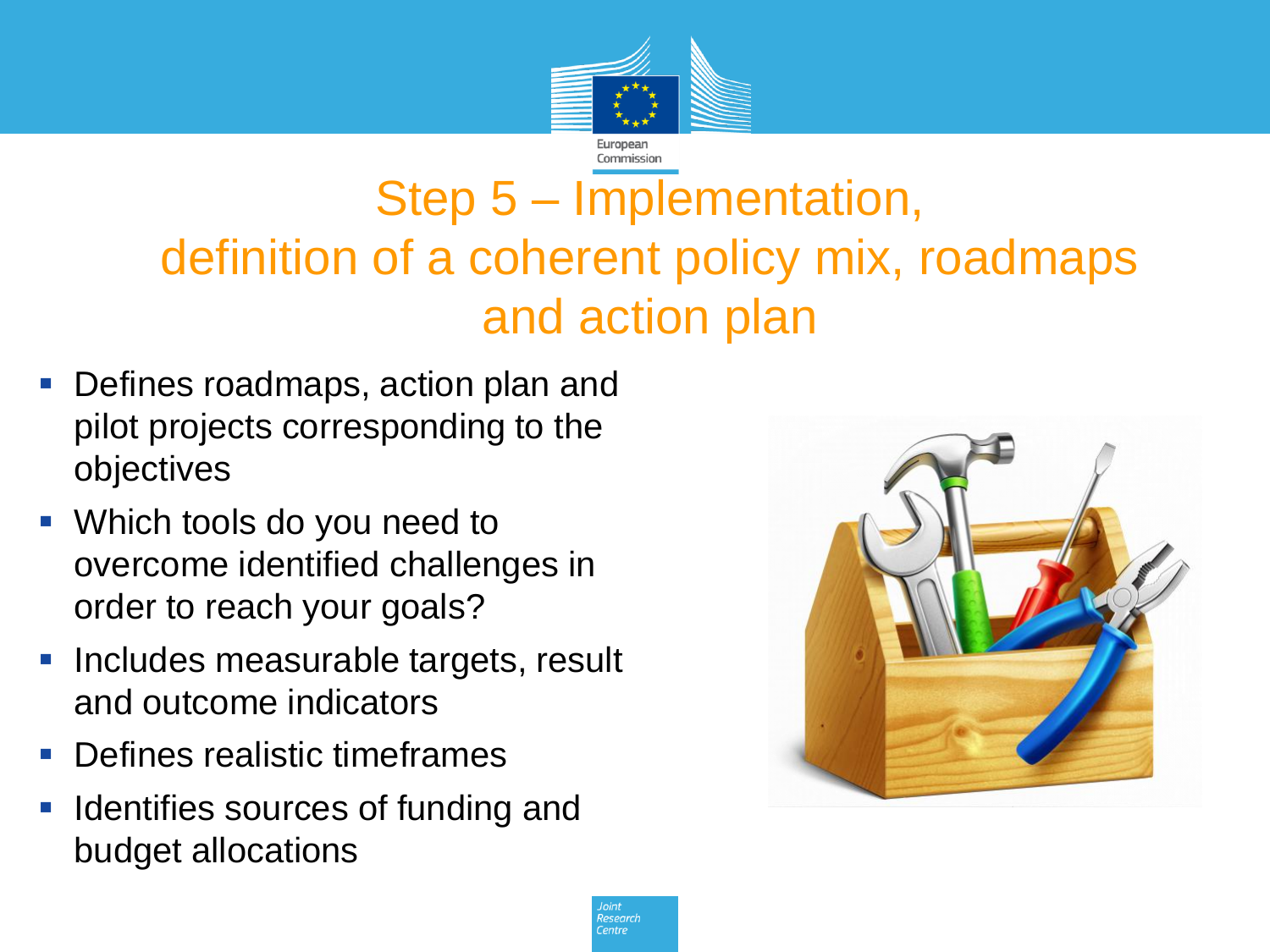# Step 5 – Implementation, definition of a coherent policy mix, roadmaps and action plan

- Defines roadmaps, action plan and pilot projects corresponding to the objectives
- Which tools do you need to overcome identified challenges in order to reach your goals?
- Includes measurable targets, result and outcome indicators
- Defines realistic timeframes
- Identifies sources of funding and budget allocations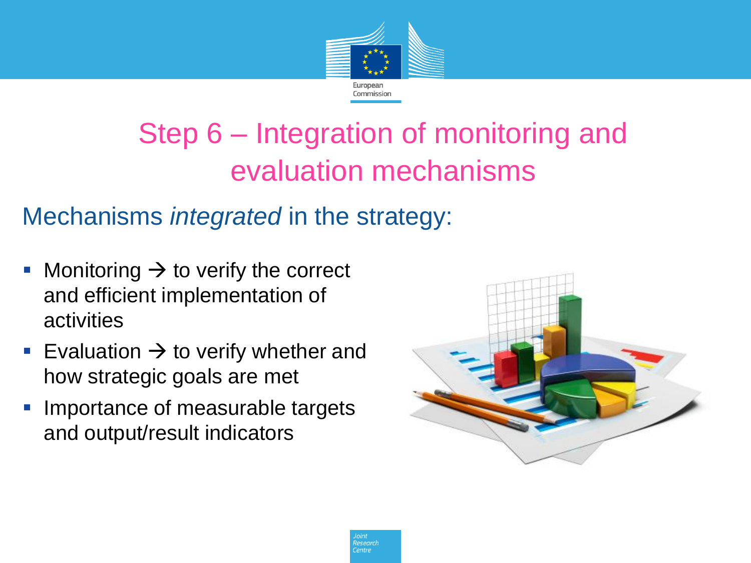# Step 6 – Integration of monitoring and evaluation mechanisms

## Mechanisms *integrated* in the strategy:

- Monitoring → to verify the correct and efficient implementation of activities
- Evaluation → to verify whether and how strategic goals are met
- Importance of measurable targets and output/result indicators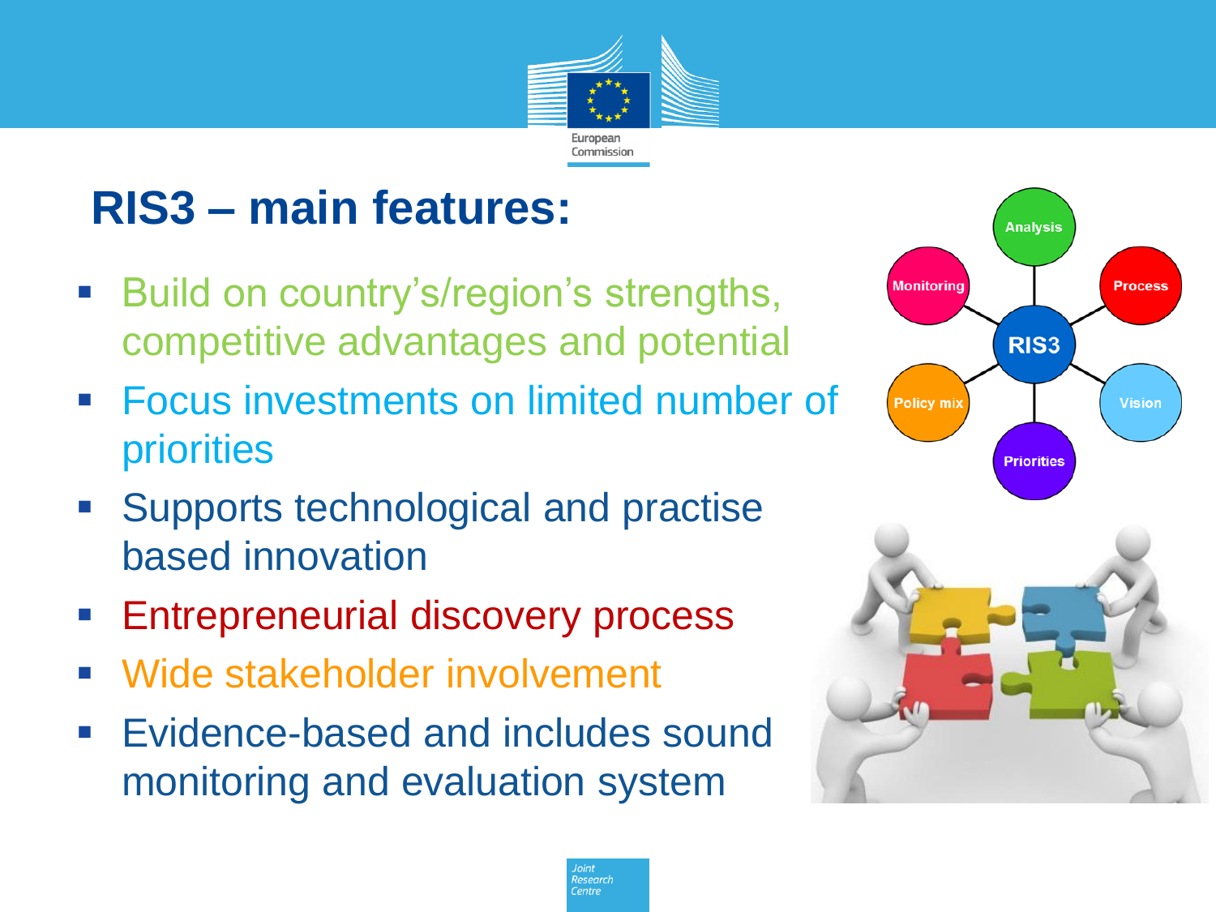# RIS3 – main features:

- Build on country's/region's strengths, competitive advantages and potential
- Focus investments on limited number of priorities
- Supports technological and practise based innovation
- Entrepreneurial discovery process
- Wide stakeholder involvement
- Evidence-based and includes sound monitoring and evaluation system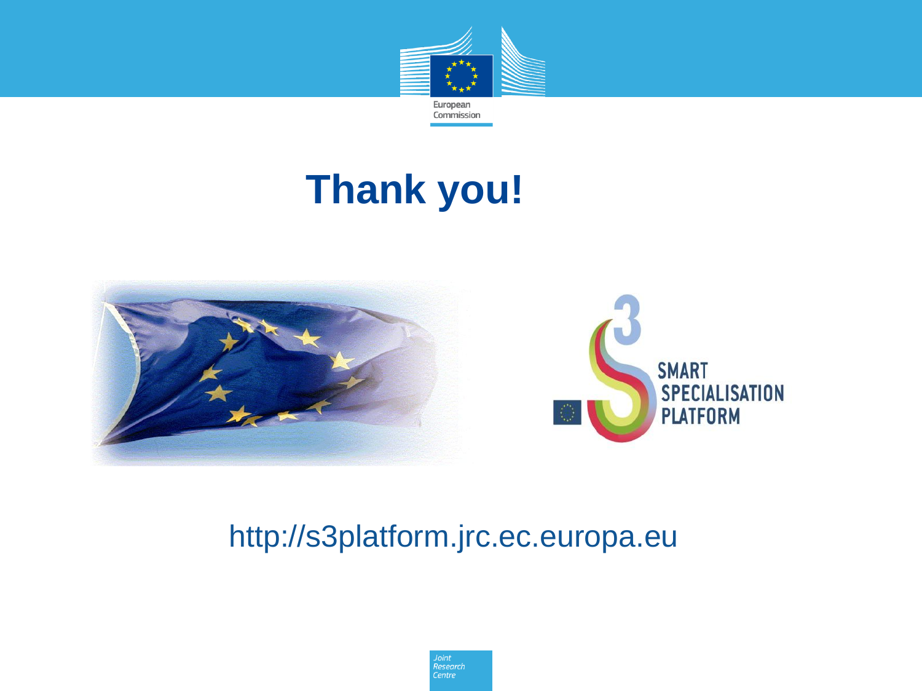# Thank you!

SMART SPECIALISATION PLATFORM

http://s3platform.jrc.ec.europa.eu